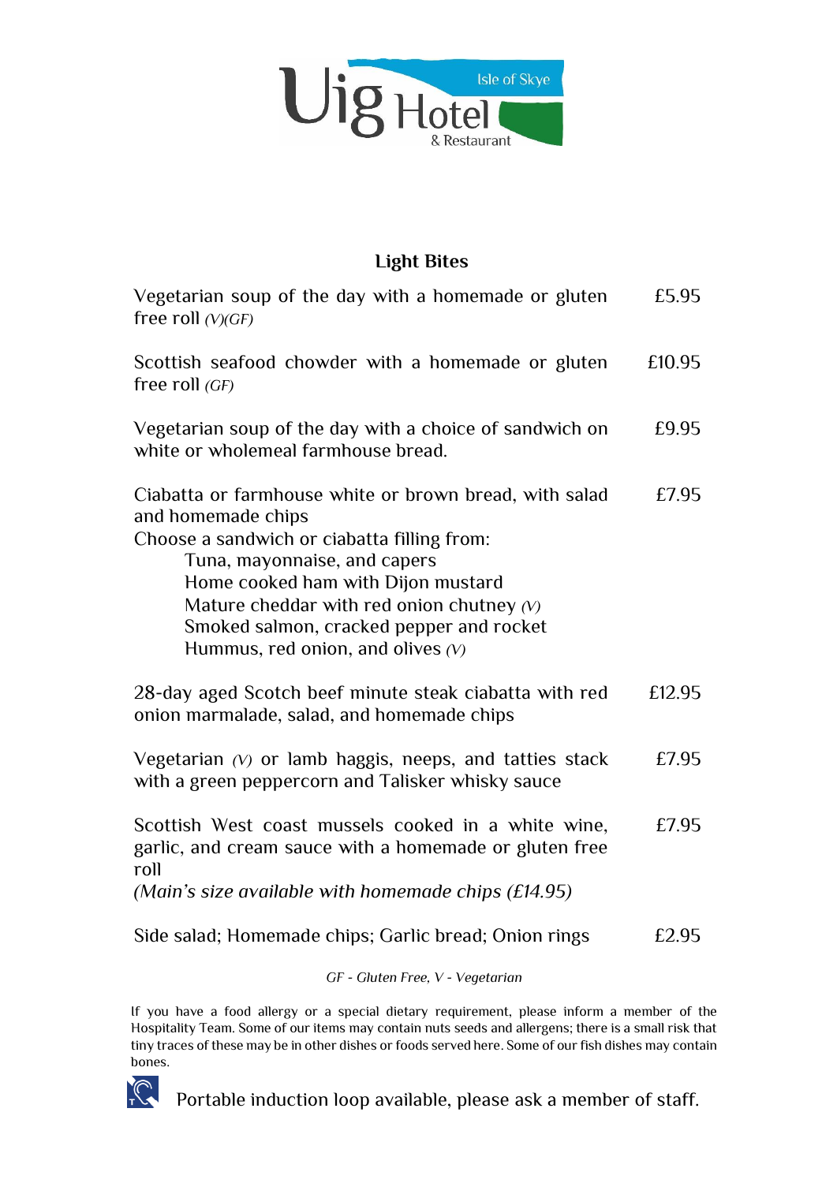Uig Hotel & Restaurant

Isle of Skye

## Light Bites

| | |
|---|---|
| Vegetarian soup of the day with a homemade or gluten free roll *(V)(GF)* | £5.95 |
| Scottish seafood chowder with a homemade or gluten free roll *(GF)* | £10.95 |
| Vegetarian soup of the day with a choice of sandwich on white or wholemeal farmhouse bread. | £9.95 |
| Ciabatta or farmhouse white or brown bread, with salad and homemade chips<br>Choose a sandwich or ciabatta filling from:<br>Tuna, mayonnaise, and capers<br>Home cooked ham with Dijon mustard<br>Mature cheddar with red onion chutney *(V)*<br>Smoked salmon, cracked pepper and rocket<br>Hummus, red onion, and olives *(V)* | £7.95 |
| 28-day aged Scotch beef minute steak ciabatta with red onion marmalade, salad, and homemade chips | £12.95 |
| Vegetarian *(V)* or lamb haggis, neeps, and tatties stack with a green peppercorn and Talisker whisky sauce | £7.95 |
| Scottish West coast mussels cooked in a white wine, garlic, and cream sauce with a homemade or gluten free roll<br>*(Main's size available with homemade chips (£14.95)* | £7.95 |
| Side salad; Homemade chips; Garlic bread; Onion rings | £2.95 |

*GF - Gluten Free, V - Vegetarian*

If you have a food allergy or a special dietary requirement, please inform a member of the Hospitality Team. Some of our items may contain nuts seeds and allergens; there is a small risk that tiny traces of these may be in other dishes or foods served here. Some of our fish dishes may contain bones.

Portable induction loop available, please ask a member of staff.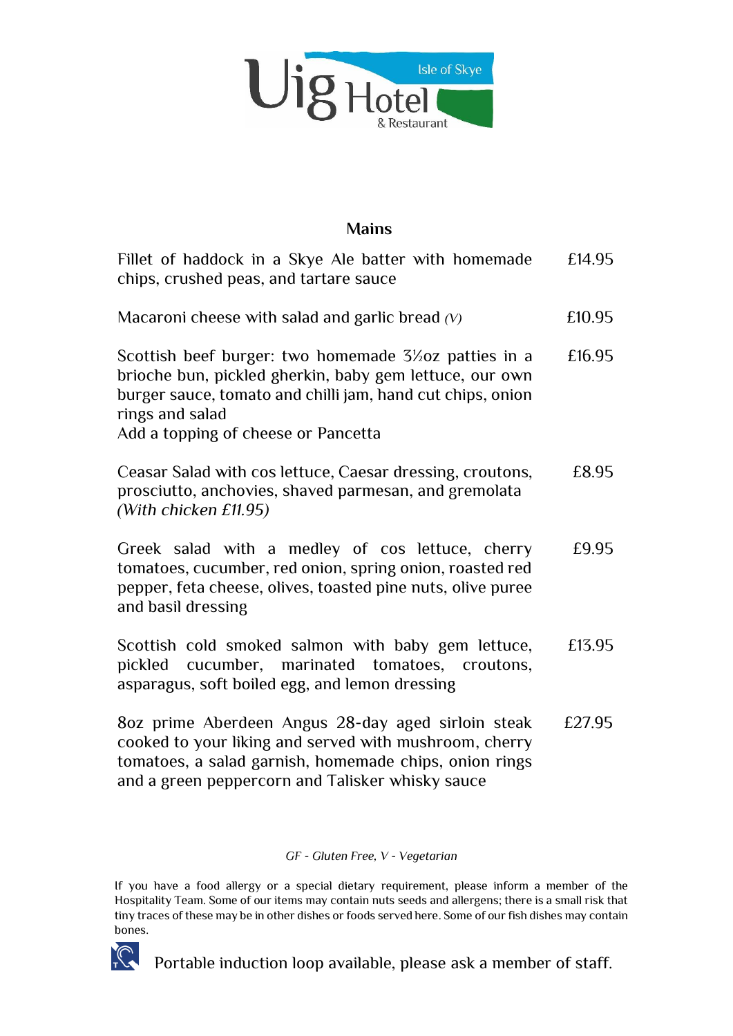Uig Hotel
Isle of Skye
& Restaurant

## Mains

| | |
|---|---|
| Fillet of haddock in a Skye Ale batter with homemade chips, crushed peas, and tartare sauce | £14.95 |
| Macaroni cheese with salad and garlic bread *(V)* | £10.95 |
| Scottish beef burger: two homemade 3½oz patties in a brioche bun, pickled gherkin, baby gem lettuce, our own burger sauce, tomato and chilli jam, hand cut chips, onion rings and salad<br>Add a topping of cheese or Pancetta | £16.95 |
| Ceasar Salad with cos lettuce, Caesar dressing, croutons, prosciutto, anchovies, shaved parmesan, and gremolata<br>*(With chicken £11.95)* | £8.95 |
| Greek salad with a medley of cos lettuce, cherry tomatoes, cucumber, red onion, spring onion, roasted red pepper, feta cheese, olives, toasted pine nuts, olive puree and basil dressing | £9.95 |
| Scottish cold smoked salmon with baby gem lettuce, pickled cucumber, marinated tomatoes, croutons, asparagus, soft boiled egg, and lemon dressing | £13.95 |
| 8oz prime Aberdeen Angus 28-day aged sirloin steak cooked to your liking and served with mushroom, cherry tomatoes, a salad garnish, homemade chips, onion rings and a green peppercorn and Talisker whisky sauce | £27.95 |

*GF - Gluten Free, V - Vegetarian*

If you have a food allergy or a special dietary requirement, please inform a member of the Hospitality Team. Some of our items may contain nuts seeds and allergens; there is a small risk that tiny traces of these may be in other dishes or foods served here. Some of our fish dishes may contain bones.

Portable induction loop available, please ask a member of staff.